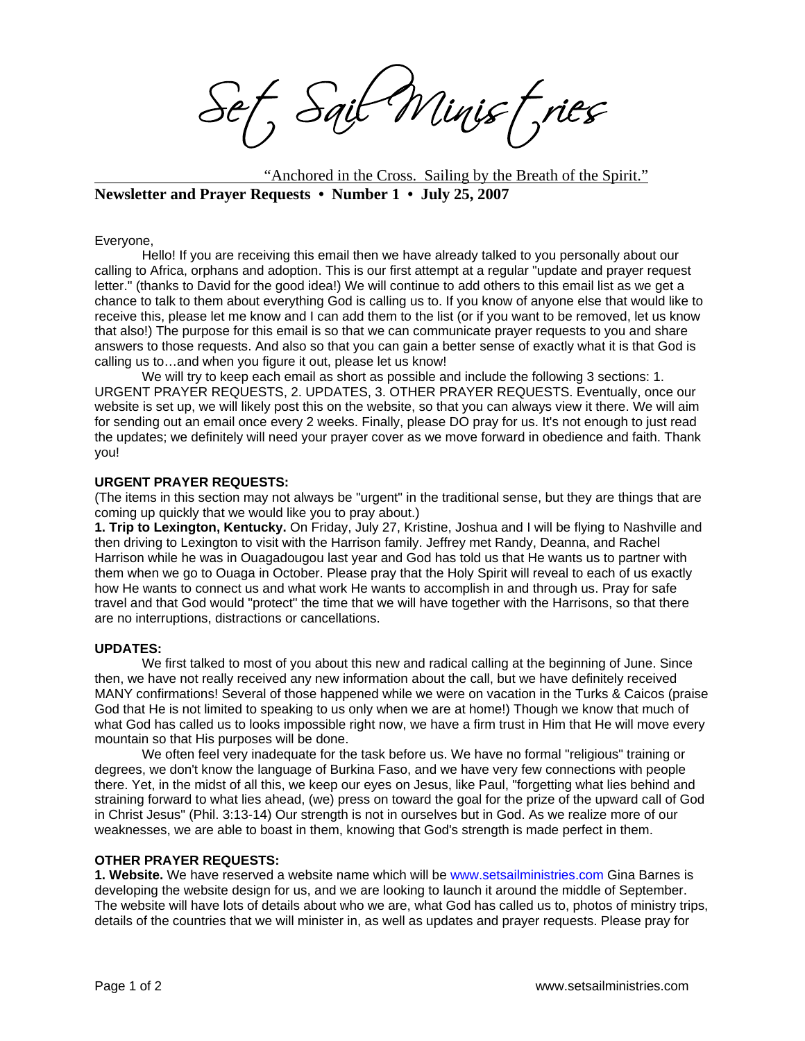# Set Sail Ministries

"Anchored in the Cross. Sailing by the Breath of the Spirit."

**Newsletter and Prayer Requests • Number 1 • July 25, 2007**

Everyone,

Hello! If you are receiving this email then we have already talked to you personally about our calling to Africa, orphans and adoption. This is our first attempt at a regular "update and prayer request letter." (thanks to David for the good idea!) We will continue to add others to this email list as we get a chance to talk to them about everything God is calling us to. If you know of anyone else that would like to receive this, please let me know and I can add them to the list (or if you want to be removed, let us know that also!) The purpose for this email is so that we can communicate prayer requests to you and share answers to those requests. And also so that you can gain a better sense of exactly what it is that God is calling us to…and when you figure it out, please let us know!

We will try to keep each email as short as possible and include the following 3 sections: 1. URGENT PRAYER REQUESTS, 2. UPDATES, 3. OTHER PRAYER REQUESTS. Eventually, once our website is set up, we will likely post this on the website, so that you can always view it there. We will aim for sending out an email once every 2 weeks. Finally, please DO pray for us. It's not enough to just read the updates; we definitely will need your prayer cover as we move forward in obedience and faith. Thank you!

**URGENT PRAYER REQUESTS:**

(The items in this section may not always be "urgent" in the traditional sense, but they are things that are coming up quickly that we would like you to pray about.)

**1. Trip to Lexington, Kentucky.** On Friday, July 27, Kristine, Joshua and I will be flying to Nashville and then driving to Lexington to visit with the Harrison family. Jeffrey met Randy, Deanna, and Rachel Harrison while he was in Ouagadougou last year and God has told us that He wants us to partner with them when we go to Ouaga in October. Please pray that the Holy Spirit will reveal to each of us exactly how He wants to connect us and what work He wants to accomplish in and through us. Pray for safe travel and that God would "protect" the time that we will have together with the Harrisons, so that there are no interruptions, distractions or cancellations.

**UPDATES:**

We first talked to most of you about this new and radical calling at the beginning of June. Since then, we have not really received any new information about the call, but we have definitely received MANY confirmations! Several of those happened while we were on vacation in the Turks & Caicos (praise God that He is not limited to speaking to us only when we are at home!) Though we know that much of what God has called us to looks impossible right now, we have a firm trust in Him that He will move every mountain so that His purposes will be done.

We often feel very inadequate for the task before us. We have no formal "religious" training or degrees, we don't know the language of Burkina Faso, and we have very few connections with people there. Yet, in the midst of all this, we keep our eyes on Jesus, like Paul, "forgetting what lies behind and straining forward to what lies ahead, (we) press on toward the goal for the prize of the upward call of God in Christ Jesus" (Phil. 3:13-14) Our strength is not in ourselves but in God. As we realize more of our weaknesses, we are able to boast in them, knowing that God's strength is made perfect in them.

**OTHER PRAYER REQUESTS:**

**1. Website.** We have reserved a website name which will be www.setsailministries.com Gina Barnes is developing the website design for us, and we are looking to launch it around the middle of September. The website will have lots of details about who we are, what God has called us to, photos of ministry trips, details of the countries that we will minister in, as well as updates and prayer requests. Please pray for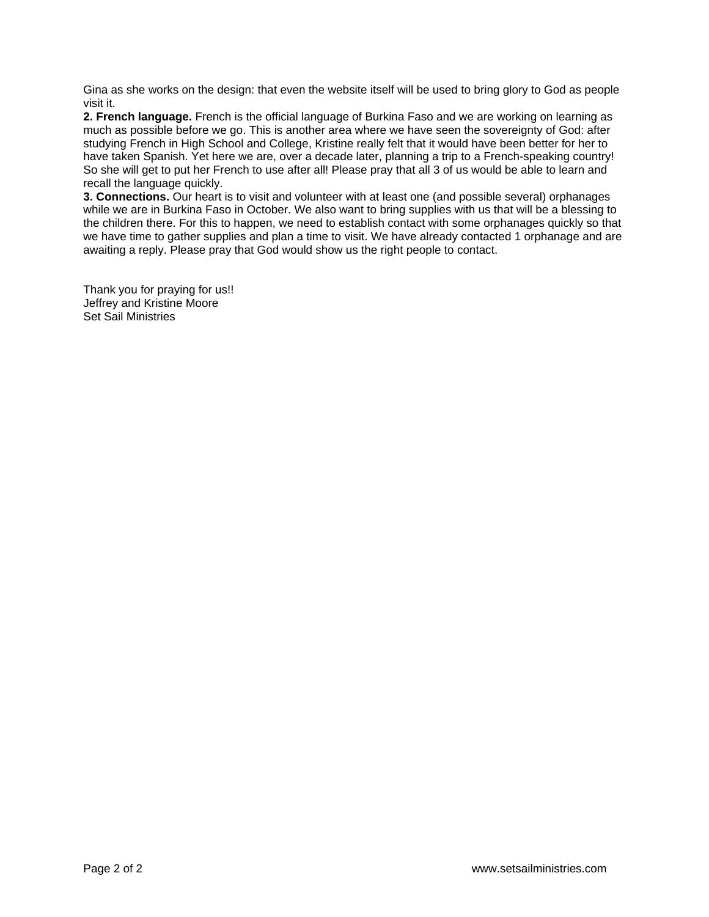Gina as she works on the design: that even the website itself will be used to bring glory to God as people visit it.

**2. French language.** French is the official language of Burkina Faso and we are working on learning as much as possible before we go. This is another area where we have seen the sovereignty of God: after studying French in High School and College, Kristine really felt that it would have been better for her to have taken Spanish. Yet here we are, over a decade later, planning a trip to a French-speaking country! So she will get to put her French to use after all! Please pray that all 3 of us would be able to learn and recall the language quickly.

**3. Connections.** Our heart is to visit and volunteer with at least one (and possible several) orphanages while we are in Burkina Faso in October. We also want to bring supplies with us that will be a blessing to the children there. For this to happen, we need to establish contact with some orphanages quickly so that we have time to gather supplies and plan a time to visit. We have already contacted 1 orphanage and are awaiting a reply. Please pray that God would show us the right people to contact.

Thank you for praying for us!!
Jeffrey and Kristine Moore
Set Sail Ministries